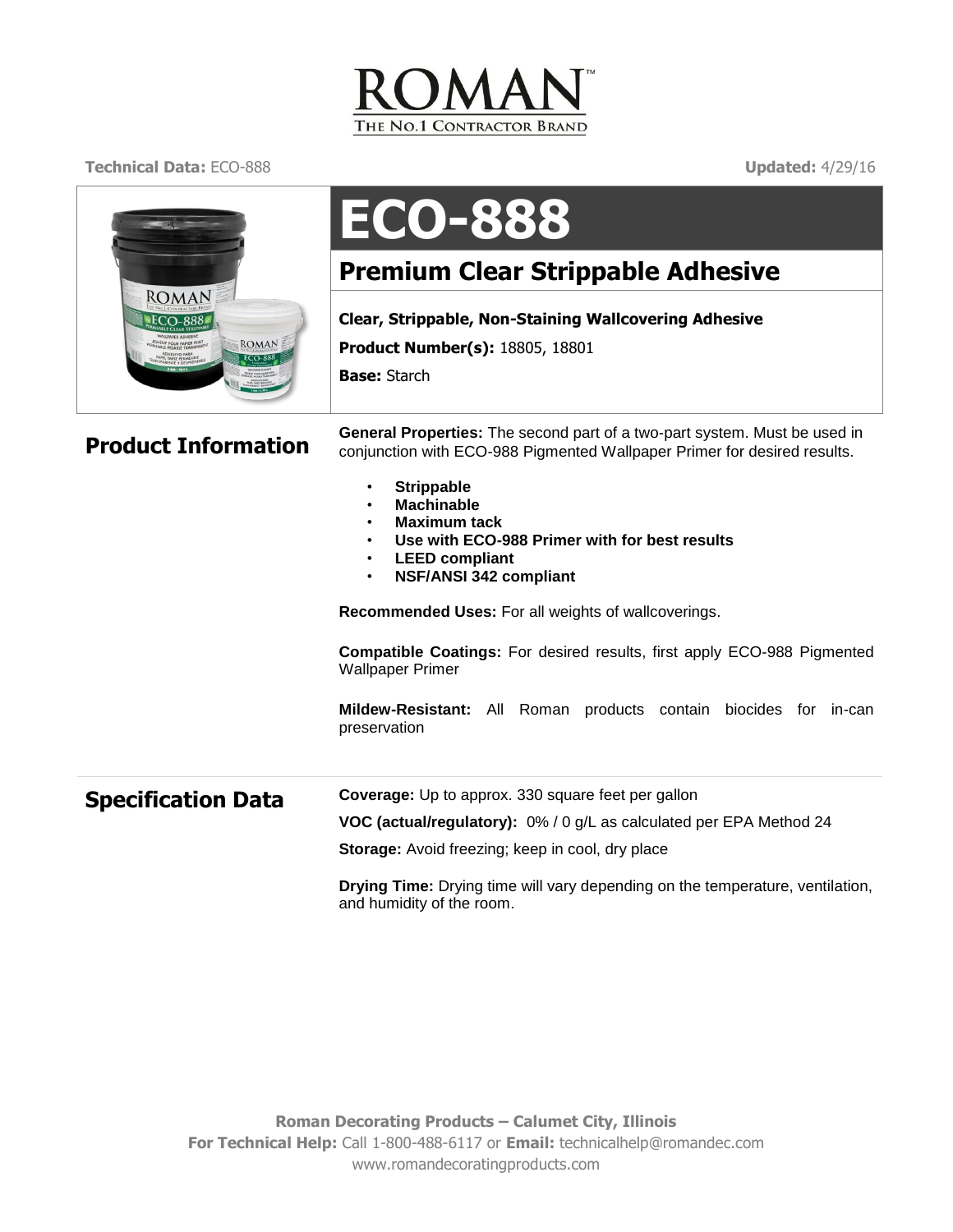ROMAN™

THE NO.1 CONTRACTOR BRAND

**Technical Data:** ECO-888 **Updated:** 4/29/16

# ECO-888

## Premium Clear Strippable Adhesive

**Clear, Strippable, Non-Staining Wallcovering Adhesive**

**Product Number(s):** 18805, 18801

**Base:** Starch

## Product Information

**General Properties:** The second part of a two-part system. Must be used in conjunction with ECO-988 Pigmented Wallpaper Primer for desired results.

- **Strippable**
- **Machinable**
- **Maximum tack**
- **Use with ECO-988 Primer with for best results**
- **LEED compliant**
- **NSF/ANSI 342 compliant**

**Recommended Uses:** For all weights of wallcoverings.

**Compatible Coatings:** For desired results, first apply ECO-988 Pigmented Wallpaper Primer

**Mildew-Resistant:** All Roman products contain biocides for in-can preservation

## Specification Data

**Coverage:** Up to approx. 330 square feet per gallon

**VOC (actual/regulatory):** 0% / 0 g/L as calculated per EPA Method 24

**Storage:** Avoid freezing; keep in cool, dry place

**Drying Time:** Drying time will vary depending on the temperature, ventilation, and humidity of the room.

**Roman Decorating Products – Calumet City, Illinois**
**For Technical Help:** Call 1-800-488-6117 or **Email:** technicalhelp@romandec.com
www.romandecoratingproducts.com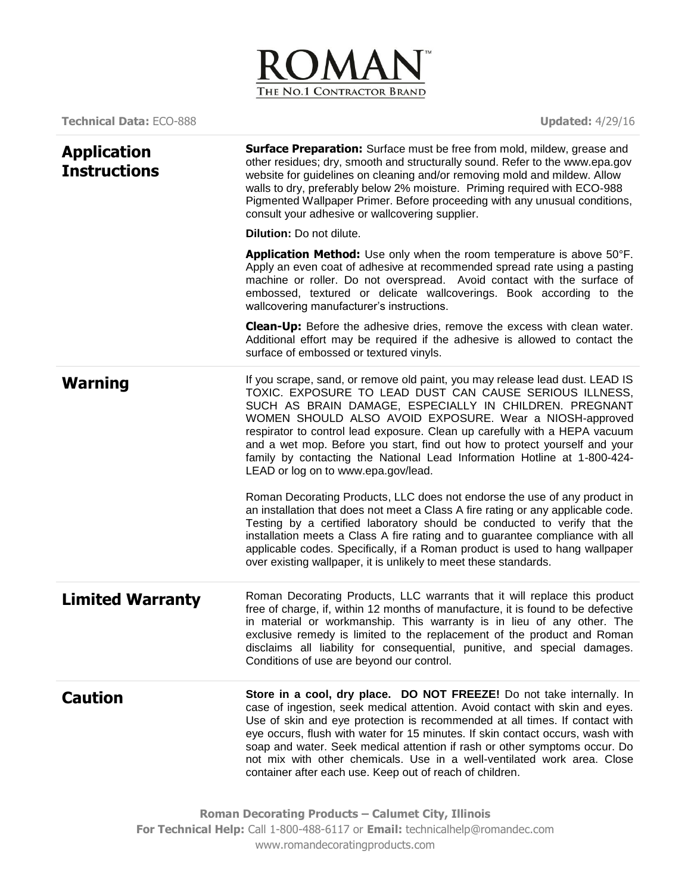**Technical Data:** ECO-888 **Updated:** 4/29/16

## Application Instructions

**Surface Preparation:** Surface must be free from mold, mildew, grease and other residues; dry, smooth and structurally sound. Refer to the www.epa.gov website for guidelines on cleaning and/or removing mold and mildew. Allow walls to dry, preferably below 2% moisture. Priming required with ECO-988 Pigmented Wallpaper Primer. Before proceeding with any unusual conditions, consult your adhesive or wallcovering supplier.

**Dilution:** Do not dilute.

**Application Method:** Use only when the room temperature is above 50°F. Apply an even coat of adhesive at recommended spread rate using a pasting machine or roller. Do not overspread. Avoid contact with the surface of embossed, textured or delicate wallcoverings. Book according to the wallcovering manufacturer's instructions.

**Clean-Up:** Before the adhesive dries, remove the excess with clean water. Additional effort may be required if the adhesive is allowed to contact the surface of embossed or textured vinyls.

## Warning

If you scrape, sand, or remove old paint, you may release lead dust. LEAD IS TOXIC. EXPOSURE TO LEAD DUST CAN CAUSE SERIOUS ILLNESS, SUCH AS BRAIN DAMAGE, ESPECIALLY IN CHILDREN. PREGNANT WOMEN SHOULD ALSO AVOID EXPOSURE. Wear a NIOSH-approved respirator to control lead exposure. Clean up carefully with a HEPA vacuum and a wet mop. Before you start, find out how to protect yourself and your family by contacting the National Lead Information Hotline at 1-800-424-LEAD or log on to www.epa.gov/lead.

Roman Decorating Products, LLC does not endorse the use of any product in an installation that does not meet a Class A fire rating or any applicable code. Testing by a certified laboratory should be conducted to verify that the installation meets a Class A fire rating and to guarantee compliance with all applicable codes. Specifically, if a Roman product is used to hang wallpaper over existing wallpaper, it is unlikely to meet these standards.

## Limited Warranty

Roman Decorating Products, LLC warrants that it will replace this product free of charge, if, within 12 months of manufacture, it is found to be defective in material or workmanship. This warranty is in lieu of any other. The exclusive remedy is limited to the replacement of the product and Roman disclaims all liability for consequential, punitive, and special damages. Conditions of use are beyond our control.

## Caution

**Store in a cool, dry place. DO NOT FREEZE!** Do not take internally. In case of ingestion, seek medical attention. Avoid contact with skin and eyes. Use of skin and eye protection is recommended at all times. If contact with eye occurs, flush with water for 15 minutes. If skin contact occurs, wash with soap and water. Seek medical attention if rash or other symptoms occur. Do not mix with other chemicals. Use in a well-ventilated work area. Close container after each use. Keep out of reach of children.

**Roman Decorating Products – Calumet City, Illinois**
**For Technical Help:** Call 1-800-488-6117 or **Email:** technicalhelp@romandec.com
www.romandecoratingproducts.com